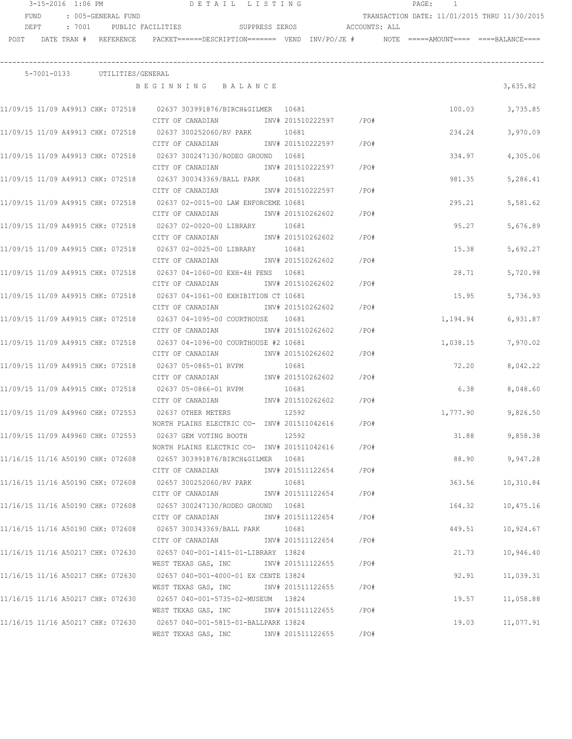3-15-2016 1:06 PM DETAIL LISTING PAGE: 1

FUND : 005-GENERAL FUND TRANSACTION DATE: 11/01/2015 THRU 11/30/2015

DEPT : 7001 PUBLIC FACILITIES SUPPRESS ZEROS ACCOUNTS: ALL

| POST | DATE TRAN # | REFERENCE | PACKET======DESCRIPTION======= | VEND | INV/PO/JE # | NOTE | =====AMOUNT==== | ====BALANCE==== |
|---|---|---|---|---|---|---|---|---|

## 5-7001-0133 UTILITIES/GENERAL

B E G I N N I N G B A L A N C E 3,635.82

| POST | DATE TRAN # | REFERENCE | PACKET / DESCRIPTION | VEND | INV/PO/JE # | NOTE | AMOUNT | BALANCE |
|---|---|---|---|---|---|---|---|---|
| 11/09/15 | 11/09 A49913 | CHK: 072518 | 02637 303991876/BIRCH&GILMER<br>CITY OF CANADIAN | 10681 | INV# 201510222597 /PO# | | 100.03 | 3,735.85 |
| 11/09/15 | 11/09 A49913 | CHK: 072518 | 02637 300252060/RV PARK<br>CITY OF CANADIAN | 10681 | INV# 201510222597 /PO# | | 234.24 | 3,970.09 |
| 11/09/15 | 11/09 A49913 | CHK: 072518 | 02637 300247130/RODEO GROUND<br>CITY OF CANADIAN | 10681 | INV# 201510222597 /PO# | | 334.97 | 4,305.06 |
| 11/09/15 | 11/09 A49913 | CHK: 072518 | 02637 300343369/BALL PARK<br>CITY OF CANADIAN | 10681 | INV# 201510222597 /PO# | | 981.35 | 5,286.41 |
| 11/09/15 | 11/09 A49915 | CHK: 072518 | 02637 02-0015-00 LAW ENFORCEME<br>CITY OF CANADIAN | 10681 | INV# 201510262602 /PO# | | 295.21 | 5,581.62 |
| 11/09/15 | 11/09 A49915 | CHK: 072518 | 02637 02-0020-00 LIBRARY<br>CITY OF CANADIAN | 10681 | INV# 201510262602 /PO# | | 95.27 | 5,676.89 |
| 11/09/15 | 11/09 A49915 | CHK: 072518 | 02637 02-0025-00 LIBRARY<br>CITY OF CANADIAN | 10681 | INV# 201510262602 /PO# | | 15.38 | 5,692.27 |
| 11/09/15 | 11/09 A49915 | CHK: 072518 | 02637 04-1060-00 EXH-4H PENS<br>CITY OF CANADIAN | 10681 | INV# 201510262602 /PO# | | 28.71 | 5,720.98 |
| 11/09/15 | 11/09 A49915 | CHK: 072518 | 02637 04-1061-00 EXHIBITION CT<br>CITY OF CANADIAN | 10681 | INV# 201510262602 /PO# | | 15.95 | 5,736.93 |
| 11/09/15 | 11/09 A49915 | CHK: 072518 | 02637 04-1095-00 COURTHOUSE<br>CITY OF CANADIAN | 10681 | INV# 201510262602 /PO# | | 1,194.94 | 6,931.87 |
| 11/09/15 | 11/09 A49915 | CHK: 072518 | 02637 04-1096-00 COURTHOUSE #2<br>CITY OF CANADIAN | 10681 | INV# 201510262602 /PO# | | 1,038.15 | 7,970.02 |
| 11/09/15 | 11/09 A49915 | CHK: 072518 | 02637 05-0865-01 RVPM<br>CITY OF CANADIAN | 10681 | INV# 201510262602 /PO# | | 72.20 | 8,042.22 |
| 11/09/15 | 11/09 A49915 | CHK: 072518 | 02637 05-0866-01 RVPM<br>CITY OF CANADIAN | 10681 | INV# 201510262602 /PO# | | 6.38 | 8,048.60 |
| 11/09/15 | 11/09 A49960 | CHK: 072553 | 02637 OTHER METERS<br>NORTH PLAINS ELECTRIC CO- | 12592 | INV# 201511042616 /PO# | | 1,777.90 | 9,826.50 |
| 11/09/15 | 11/09 A49960 | CHK: 072553 | 02637 GEM VOTING BOOTH<br>NORTH PLAINS ELECTRIC CO- | 12592 | INV# 201511042616 /PO# | | 31.88 | 9,858.38 |
| 11/16/15 | 11/16 A50190 | CHK: 072608 | 02657 303991876/BIRCH&GILMER<br>CITY OF CANADIAN | 10681 | INV# 201511122654 /PO# | | 88.90 | 9,947.28 |
| 11/16/15 | 11/16 A50190 | CHK: 072608 | 02657 300252060/RV PARK<br>CITY OF CANADIAN | 10681 | INV# 201511122654 /PO# | | 363.56 | 10,310.84 |
| 11/16/15 | 11/16 A50190 | CHK: 072608 | 02657 300247130/RODEO GROUND<br>CITY OF CANADIAN | 10681 | INV# 201511122654 /PO# | | 164.32 | 10,475.16 |
| 11/16/15 | 11/16 A50190 | CHK: 072608 | 02657 300343369/BALL PARK<br>CITY OF CANADIAN | 10681 | INV# 201511122654 /PO# | | 449.51 | 10,924.67 |
| 11/16/15 | 11/16 A50217 | CHK: 072630 | 02657 040-001-1415-01-LIBRARY<br>WEST TEXAS GAS, INC | 13824 | INV# 201511122655 /PO# | | 21.73 | 10,946.40 |
| 11/16/15 | 11/16 A50217 | CHK: 072630 | 02657 040-001-4000-01 EX CENTE<br>WEST TEXAS GAS, INC | 13824 | INV# 201511122655 /PO# | | 92.91 | 11,039.31 |
| 11/16/15 | 11/16 A50217 | CHK: 072630 | 02657 040-001-5735-02-MUSEUM<br>WEST TEXAS GAS, INC | 13824 | INV# 201511122655 /PO# | | 19.57 | 11,058.88 |
| 11/16/15 | 11/16 A50217 | CHK: 072630 | 02657 040-001-5815-01-BALLPARK<br>WEST TEXAS GAS, INC | 13824 | INV# 201511122655 /PO# | | 19.03 | 11,077.91 |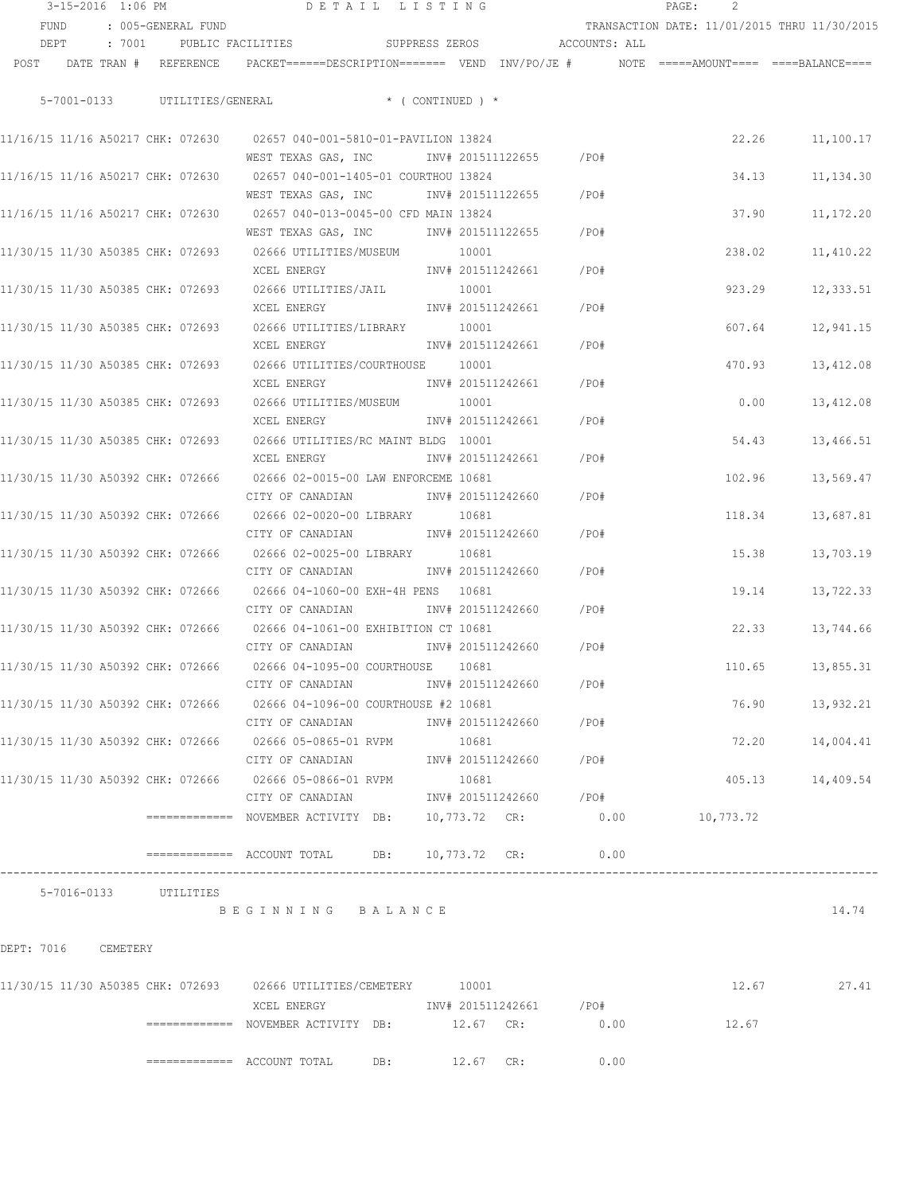3-15-2016 1:06 PM DETAIL LISTING

FUND : 005-GENERAL FUND — TRANSACTION DATE: 11/01/2015 THRU 11/30/2015

DEPT : 7001 PUBLIC FACILITIES — SUPPRESS ZEROS — ACCOUNTS: ALL

5-7001-0133 UTILITIES/GENERAL * ( CONTINUED ) *

| POST | DATE | TRAN # | REFERENCE | PACKET | DESCRIPTION | VEND | INV/PO/JE # | NOTE | AMOUNT | BALANCE |
|---|---|---|---|---|---|---|---|---|---|---|
| 11/16/15 | 11/16 | A50217 | CHK: 072630 | 02657 | 040-001-5810-01-PAVILION | 13824 | | | 22.26 | 11,100.17 |
| | | | | | WEST TEXAS GAS, INC | | INV# 201511122655 /PO# | | | |
| 11/16/15 | 11/16 | A50217 | CHK: 072630 | 02657 | 040-001-1405-01 COURTHOU | 13824 | | | 34.13 | 11,134.30 |
| | | | | | WEST TEXAS GAS, INC | | INV# 201511122655 /PO# | | | |
| 11/16/15 | 11/16 | A50217 | CHK: 072630 | 02657 | 040-013-0045-00 CFD MAIN | 13824 | | | 37.90 | 11,172.20 |
| | | | | | WEST TEXAS GAS, INC | | INV# 201511122655 /PO# | | | |
| 11/30/15 | 11/30 | A50385 | CHK: 072693 | 02666 | UTILITIES/MUSEUM | 10001 | | | 238.02 | 11,410.22 |
| | | | | | XCEL ENERGY | | INV# 201511242661 /PO# | | | |
| 11/30/15 | 11/30 | A50385 | CHK: 072693 | 02666 | UTILITIES/JAIL | 10001 | | | 923.29 | 12,333.51 |
| | | | | | XCEL ENERGY | | INV# 201511242661 /PO# | | | |
| 11/30/15 | 11/30 | A50385 | CHK: 072693 | 02666 | UTILITIES/LIBRARY | 10001 | | | 607.64 | 12,941.15 |
| | | | | | XCEL ENERGY | | INV# 201511242661 /PO# | | | |
| 11/30/15 | 11/30 | A50385 | CHK: 072693 | 02666 | UTILITIES/COURTHOUSE | 10001 | | | 470.93 | 13,412.08 |
| | | | | | XCEL ENERGY | | INV# 201511242661 /PO# | | | |
| 11/30/15 | 11/30 | A50385 | CHK: 072693 | 02666 | UTILITIES/MUSEUM | 10001 | | | 0.00 | 13,412.08 |
| | | | | | XCEL ENERGY | | INV# 201511242661 /PO# | | | |
| 11/30/15 | 11/30 | A50385 | CHK: 072693 | 02666 | UTILITIES/RC MAINT BLDG | 10001 | | | 54.43 | 13,466.51 |
| | | | | | XCEL ENERGY | | INV# 201511242661 /PO# | | | |
| 11/30/15 | 11/30 | A50392 | CHK: 072666 | 02666 | 02-0015-00 LAW ENFORCEME | 10681 | | | 102.96 | 13,569.47 |
| | | | | | CITY OF CANADIAN | | INV# 201511242660 /PO# | | | |
| 11/30/15 | 11/30 | A50392 | CHK: 072666 | 02666 | 02-0020-00 LIBRARY | 10681 | | | 118.34 | 13,687.81 |
| | | | | | CITY OF CANADIAN | | INV# 201511242660 /PO# | | | |
| 11/30/15 | 11/30 | A50392 | CHK: 072666 | 02666 | 02-0025-00 LIBRARY | 10681 | | | 15.38 | 13,703.19 |
| | | | | | CITY OF CANADIAN | | INV# 201511242660 /PO# | | | |
| 11/30/15 | 11/30 | A50392 | CHK: 072666 | 02666 | 04-1060-00 EXH-4H PENS | 10681 | | | 19.14 | 13,722.33 |
| | | | | | CITY OF CANADIAN | | INV# 201511242660 /PO# | | | |
| 11/30/15 | 11/30 | A50392 | CHK: 072666 | 02666 | 04-1061-00 EXHIBITION CT | 10681 | | | 22.33 | 13,744.66 |
| | | | | | CITY OF CANADIAN | | INV# 201511242660 /PO# | | | |
| 11/30/15 | 11/30 | A50392 | CHK: 072666 | 02666 | 04-1095-00 COURTHOUSE | 10681 | | | 110.65 | 13,855.31 |
| | | | | | CITY OF CANADIAN | | INV# 201511242660 /PO# | | | |
| 11/30/15 | 11/30 | A50392 | CHK: 072666 | 02666 | 04-1096-00 COURTHOUSE #2 | 10681 | | | 76.90 | 13,932.21 |
| | | | | | CITY OF CANADIAN | | INV# 201511242660 /PO# | | | |
| 11/30/15 | 11/30 | A50392 | CHK: 072666 | 02666 | 05-0865-01 RVPM | 10681 | | | 72.20 | 14,004.41 |
| | | | | | CITY OF CANADIAN | | INV# 201511242660 /PO# | | | |
| 11/30/15 | 11/30 | A50392 | CHK: 072666 | 02666 | 05-0866-01 RVPM | 10681 | | | 405.13 | 14,409.54 |
| | | | | | CITY OF CANADIAN | | INV# 201511242660 /PO# | | | |

============= NOVEMBER ACTIVITY DB: 10,773.72 CR: 0.00 — 10,773.72

============= ACCOUNT TOTAL DB: 10,773.72 CR: 0.00

5-7016-0133 UTILITIES

B E G I N N I N G   B A L A N C E — 14.74

DEPT: 7016 CEMETERY

| POST | DATE | TRAN # | REFERENCE | PACKET | DESCRIPTION | VEND | INV/PO/JE # | NOTE | AMOUNT | BALANCE |
|---|---|---|---|---|---|---|---|---|---|---|
| 11/30/15 | 11/30 | A50385 | CHK: 072693 | 02666 | UTILITIES/CEMETERY | 10001 | | | 12.67 | 27.41 |
| | | | | | XCEL ENERGY | | INV# 201511242661 /PO# | | | |

============= NOVEMBER ACTIVITY DB: 12.67 CR: 0.00 — 12.67

============= ACCOUNT TOTAL DB: 12.67 CR: 0.00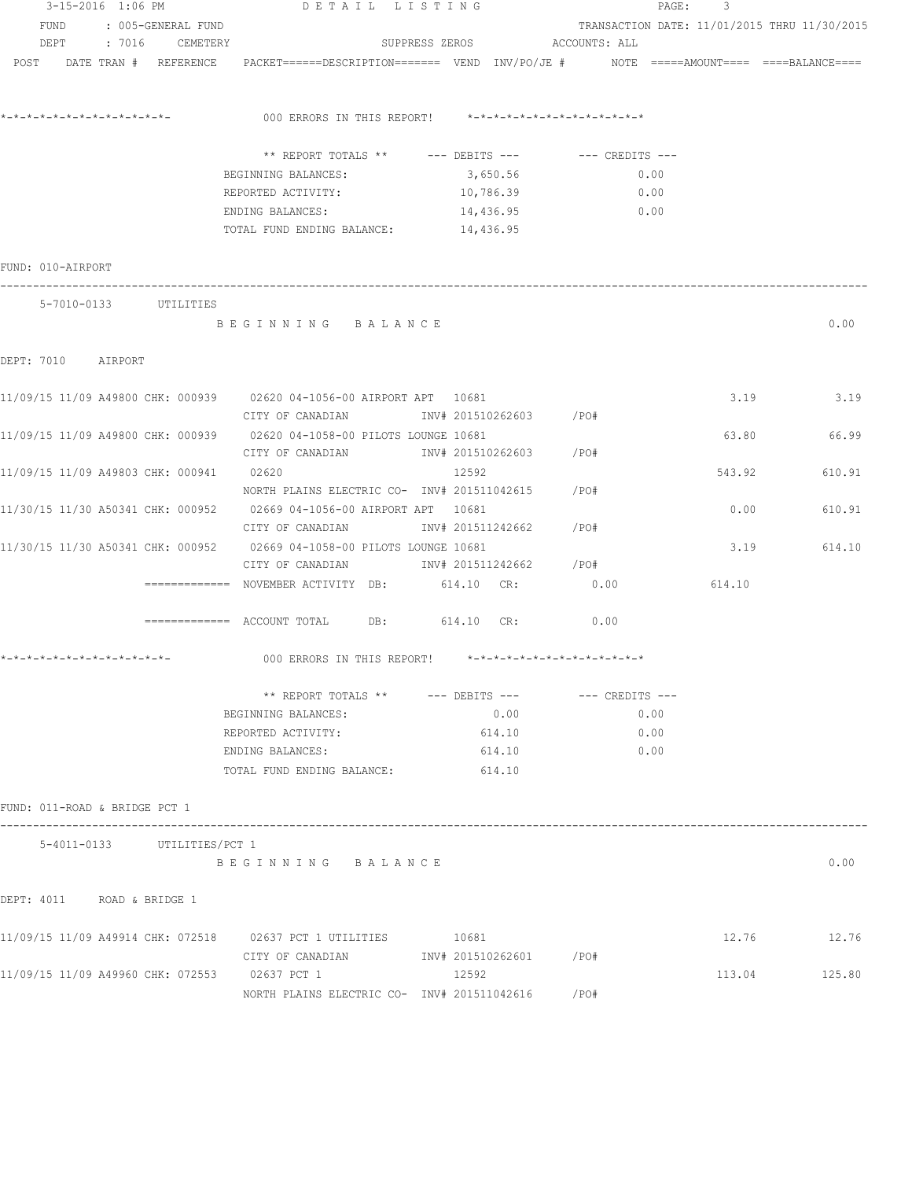3-15-2016 1:06 PM — DETAIL LISTING — PAGE: 3

FUND : 005-GENERAL FUND — TRANSACTION DATE: 11/01/2015 THRU 11/30/2015
DEPT : 7016 CEMETERY — SUPPRESS ZEROS — ACCOUNTS: ALL

POST DATE TRAN # REFERENCE PACKET======DESCRIPTION======= VEND INV/PO/JE # NOTE =====AMOUNT==== ====BALANCE====

*-*-*-*-*-*-*-*-*-*-*-*-*-*- 000 ERRORS IN THIS REPORT! *-*-*-*-*-*-*-*-*-*-*-*-*-*

| ** REPORT TOTALS ** | --- DEBITS --- | --- CREDITS --- |
|---|---|---|
| BEGINNING BALANCES: | 3,650.56 | 0.00 |
| REPORTED ACTIVITY: | 10,786.39 | 0.00 |
| ENDING BALANCES: | 14,436.95 | 0.00 |
| TOTAL FUND ENDING BALANCE: | 14,436.95 | |

FUND: 010-AIRPORT

5-7010-0133 UTILITIES

B E G I N N I N G B A L A N C E — 0.00

DEPT: 7010 AIRPORT

| POST | DATE | TRAN # | REFERENCE | PACKET / DESCRIPTION | VEND | INV/PO/JE # | AMOUNT | BALANCE |
|---|---|---|---|---|---|---|---|---|
| 11/09/15 | 11/09 | A49800 | CHK: 000939 | 02620 04-1056-00 AIRPORT APT / CITY OF CANADIAN | 10681 | INV# 201510262603 /PO# | 3.19 | 3.19 |
| 11/09/15 | 11/09 | A49800 | CHK: 000939 | 02620 04-1058-00 PILOTS LOUNGE / CITY OF CANADIAN | 10681 | INV# 201510262603 /PO# | 63.80 | 66.99 |
| 11/09/15 | 11/09 | A49803 | CHK: 000941 | 02620 / NORTH PLAINS ELECTRIC CO- | 12592 | INV# 201511042615 /PO# | 543.92 | 610.91 |
| 11/30/15 | 11/30 | A50341 | CHK: 000952 | 02669 04-1056-00 AIRPORT APT / CITY OF CANADIAN | 10681 | INV# 201511242662 /PO# | 0.00 | 610.91 |
| 11/30/15 | 11/30 | A50341 | CHK: 000952 | 02669 04-1058-00 PILOTS LOUNGE / CITY OF CANADIAN | 10681 | INV# 201511242662 /PO# | 3.19 | 614.10 |

============= NOVEMBER ACTIVITY DB: 614.10 CR: 0.00 614.10

============= ACCOUNT TOTAL DB: 614.10 CR: 0.00

*-*-*-*-*-*-*-*-*-*-*-*-*-*- 000 ERRORS IN THIS REPORT! *-*-*-*-*-*-*-*-*-*-*-*-*-*

| ** REPORT TOTALS ** | --- DEBITS --- | --- CREDITS --- |
|---|---|---|
| BEGINNING BALANCES: | 0.00 | 0.00 |
| REPORTED ACTIVITY: | 614.10 | 0.00 |
| ENDING BALANCES: | 614.10 | 0.00 |
| TOTAL FUND ENDING BALANCE: | 614.10 | |

FUND: 011-ROAD & BRIDGE PCT 1

5-4011-0133 UTILITIES/PCT 1

B E G I N N I N G B A L A N C E — 0.00

DEPT: 4011 ROAD & BRIDGE 1

| POST | DATE | TRAN # | REFERENCE | PACKET / DESCRIPTION | VEND | INV/PO/JE # | AMOUNT | BALANCE |
|---|---|---|---|---|---|---|---|---|
| 11/09/15 | 11/09 | A49914 | CHK: 072518 | 02637 PCT 1 UTILITIES / CITY OF CANADIAN | 10681 | INV# 201510262601 /PO# | 12.76 | 12.76 |
| 11/09/15 | 11/09 | A49960 | CHK: 072553 | 02637 PCT 1 / NORTH PLAINS ELECTRIC CO- | 12592 | INV# 201511042616 /PO# | 113.04 | 125.80 |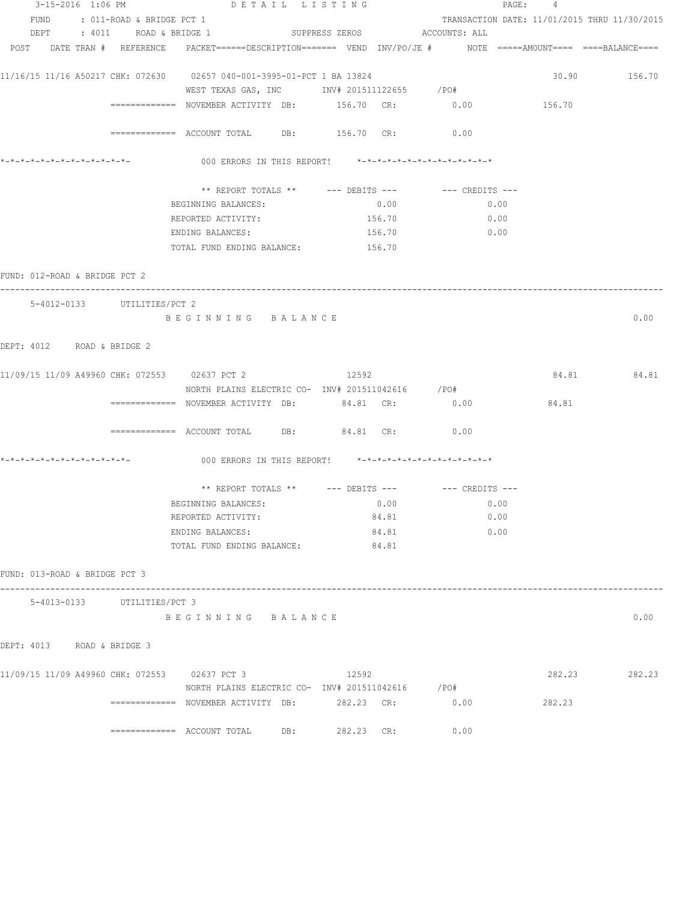```
 3-15-2016  1:06 PM                  D E T A I L   L I S T I N G                          PAGE:    4
   FUND     : 011-ROAD & BRIDGE PCT 1                                     TRANSACTION DATE: 11/01/2015 THRU 11/30/2015
   DEPT     : 4011     ROAD & BRIDGE 1              SUPPRESS ZEROS             ACCOUNTS: ALL
 POST    DATE TRAN #  REFERENCE    PACKET======DESCRIPTION=======  VEND  INV/PO/JE #       NOTE  =====AMOUNT====  ====BALANCE====

11/16/15 11/16 A50217 CHK: 072630     02657 040-001-3995-01-PCT 1 BA 13824                                      30.90          156.70
                                WEST TEXAS GAS, INC        INV# 201511122655      /PO#
                   =============  NOVEMBER ACTIVITY  DB:        156.70  CR:           0.00            156.70

                   =============  ACCOUNT TOTAL      DB:        156.70  CR:           0.00

*-*-*-*-*-*-*-*-*-*-*-*-*-*-              000 ERRORS IN THIS REPORT!     *-*-*-*-*-*-*-*-*-*-*-*-*-*

                                ** REPORT TOTALS **       --- DEBITS ---          --- CREDITS ---
                              BEGINNING BALANCES:                  0.00                  0.00
                              REPORTED ACTIVITY:                 156.70                  0.00
                              ENDING BALANCES:                   156.70                  0.00
                              TOTAL FUND ENDING BALANCE:         156.70

FUND: 012-ROAD & BRIDGE PCT 2
------------------------------------------------------------------------------------------------------------------------------
     5-4012-0133     UTILITIES/PCT 2
                              B E G I N N I N G    B A L A N C E                                                          0.00

DEPT: 4012     ROAD & BRIDGE 2

11/09/15 11/09 A49960 CHK: 072553     02637 PCT 2                  12592                                        84.81           84.81
                                NORTH PLAINS ELECTRIC CO-  INV# 201511042616      /PO#
                   =============  NOVEMBER ACTIVITY  DB:         84.81  CR:           0.00             84.81

                   =============  ACCOUNT TOTAL      DB:         84.81  CR:           0.00

*-*-*-*-*-*-*-*-*-*-*-*-*-*-              000 ERRORS IN THIS REPORT!     *-*-*-*-*-*-*-*-*-*-*-*-*-*

                                ** REPORT TOTALS **       --- DEBITS ---          --- CREDITS ---
                              BEGINNING BALANCES:                  0.00                  0.00
                              REPORTED ACTIVITY:                  84.81                  0.00
                              ENDING BALANCES:                    84.81                  0.00
                              TOTAL FUND ENDING BALANCE:          84.81

FUND: 013-ROAD & BRIDGE PCT 3
------------------------------------------------------------------------------------------------------------------------------
     5-4013-0133     UTILITIES/PCT 3
                              B E G I N N I N G    B A L A N C E                                                          0.00

DEPT: 4013     ROAD & BRIDGE 3

11/09/15 11/09 A49960 CHK: 072553     02637 PCT 3                  12592                                       282.23          282.23
                                NORTH PLAINS ELECTRIC CO-  INV# 201511042616      /PO#
                   =============  NOVEMBER ACTIVITY  DB:        282.23  CR:           0.00            282.23

                   =============  ACCOUNT TOTAL      DB:        282.23  CR:           0.00
```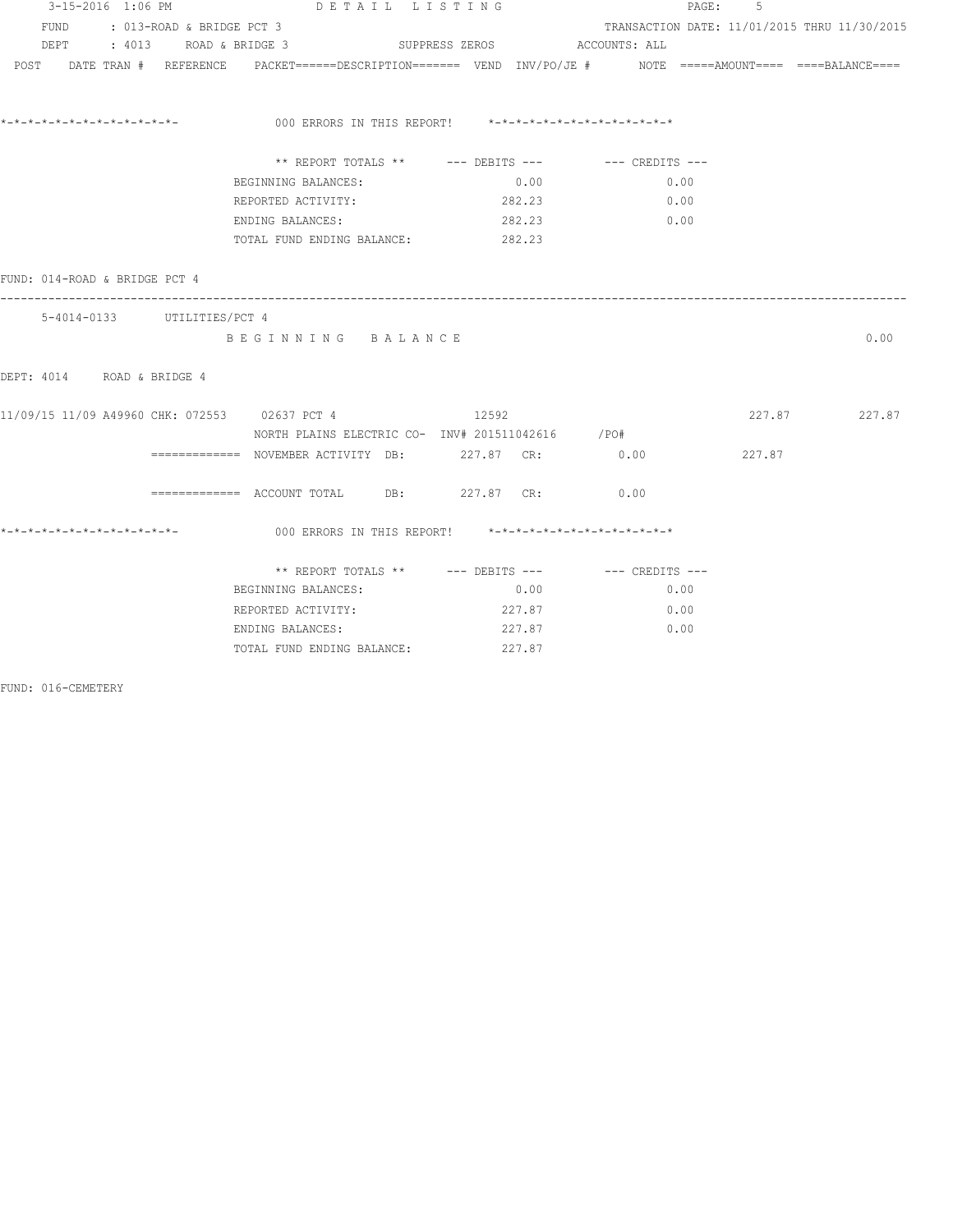*-*-*-*-*-*-*-*-*-*-*-*-*-*-        000 ERRORS IN THIS REPORT!    *-*-*-*-*-*-*-*-*-*-*-*-*-*

| ** REPORT TOTALS ** | --- DEBITS --- | --- CREDITS --- |
|---|---|---|
| BEGINNING BALANCES: | 0.00 | 0.00 |
| REPORTED ACTIVITY: | 282.23 | 0.00 |
| ENDING BALANCES: | 282.23 | 0.00 |
| TOTAL FUND ENDING BALANCE: | 282.23 | |

FUND: 014-ROAD & BRIDGE PCT 4

5-4014-0133    UTILITIES/PCT 4

B E G I N N I N G   B A L A N C E    0.00

DEPT: 4014    ROAD & BRIDGE 4

| POST DATE | TRAN # | REFERENCE | PACKET | DESCRIPTION | VEND | INV/PO/JE # | NOTE | AMOUNT | BALANCE |
|---|---|---|---|---|---|---|---|---|---|
| 11/09/15 | 11/09 A49960 | CHK: 072553 | 02637 | PCT 4 | 12592 | | | 227.87 | 227.87 |
| | | | | NORTH PLAINS ELECTRIC CO- | | INV# 201511042616 /PO# | | | |

============= NOVEMBER ACTIVITY DB: 227.87 CR: 0.00    227.87

============= ACCOUNT TOTAL DB: 227.87 CR: 0.00

*-*-*-*-*-*-*-*-*-*-*-*-*-*-        000 ERRORS IN THIS REPORT!    *-*-*-*-*-*-*-*-*-*-*-*-*-*

| ** REPORT TOTALS ** | --- DEBITS --- | --- CREDITS --- |
|---|---|---|
| BEGINNING BALANCES: | 0.00 | 0.00 |
| REPORTED ACTIVITY: | 227.87 | 0.00 |
| ENDING BALANCES: | 227.87 | 0.00 |
| TOTAL FUND ENDING BALANCE: | 227.87 | |

FUND: 016-CEMETERY